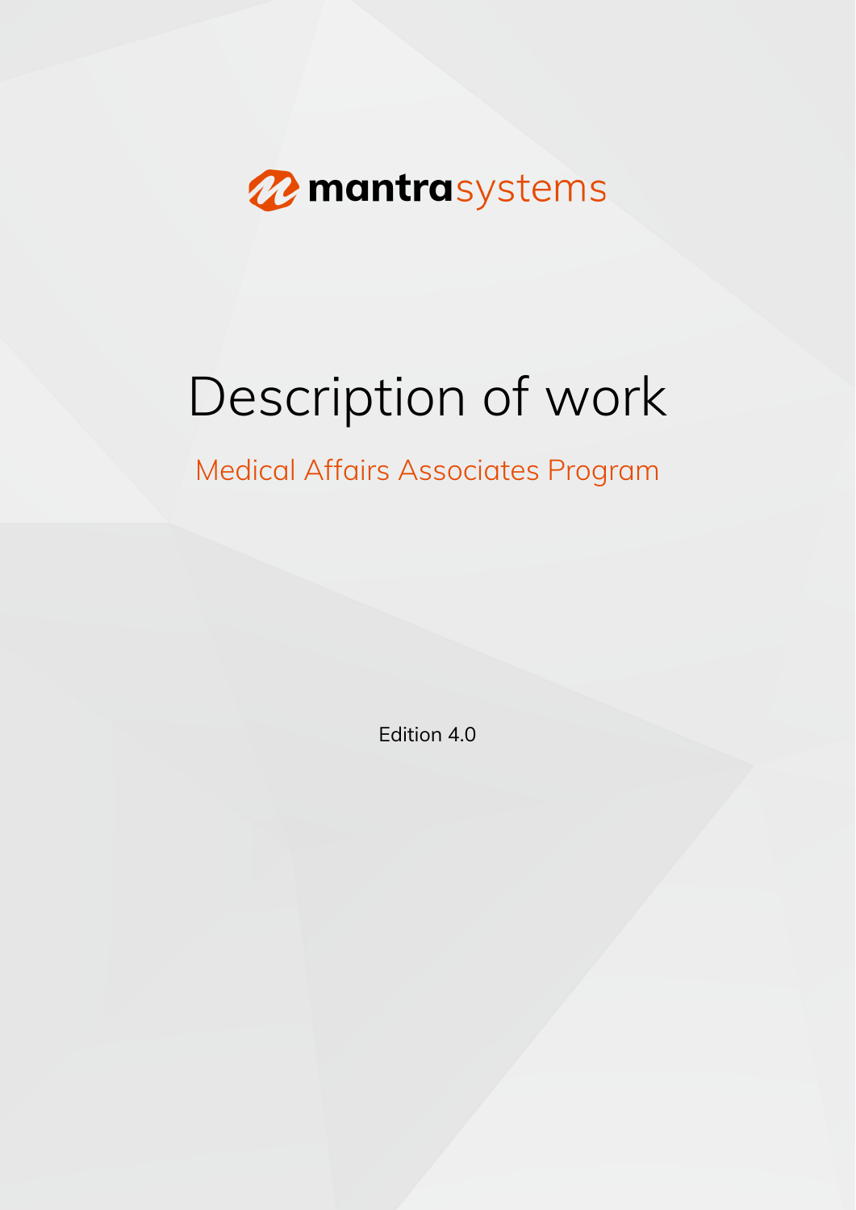mantrasystems

# Description of work

## Medical Affairs Associates Program

Edition 4.0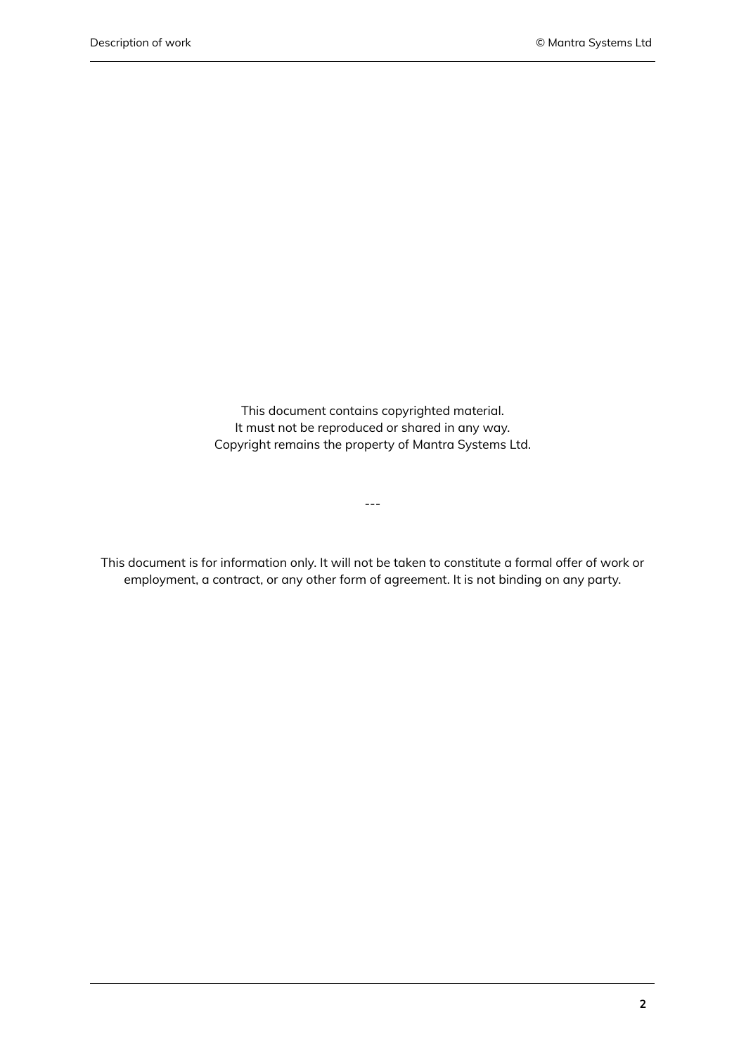This document contains copyrighted material.
It must not be reproduced or shared in any way.
Copyright remains the property of Mantra Systems Ltd.

---

This document is for information only. It will not be taken to constitute a formal offer of work or employment, a contract, or any other form of agreement. It is not binding on any party.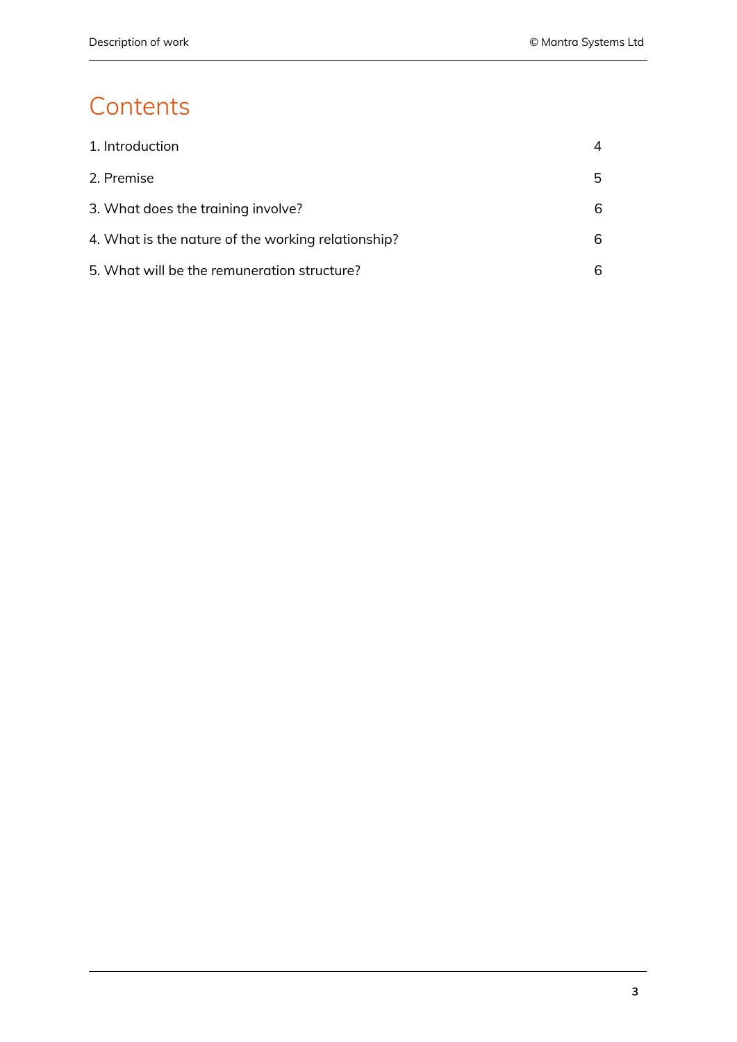# Contents

| | |
|---|---|
| 1. Introduction | 4 |
| 2. Premise | 5 |
| 3. What does the training involve? | 6 |
| 4. What is the nature of the working relationship? | 6 |
| 5. What will be the remuneration structure? | 6 |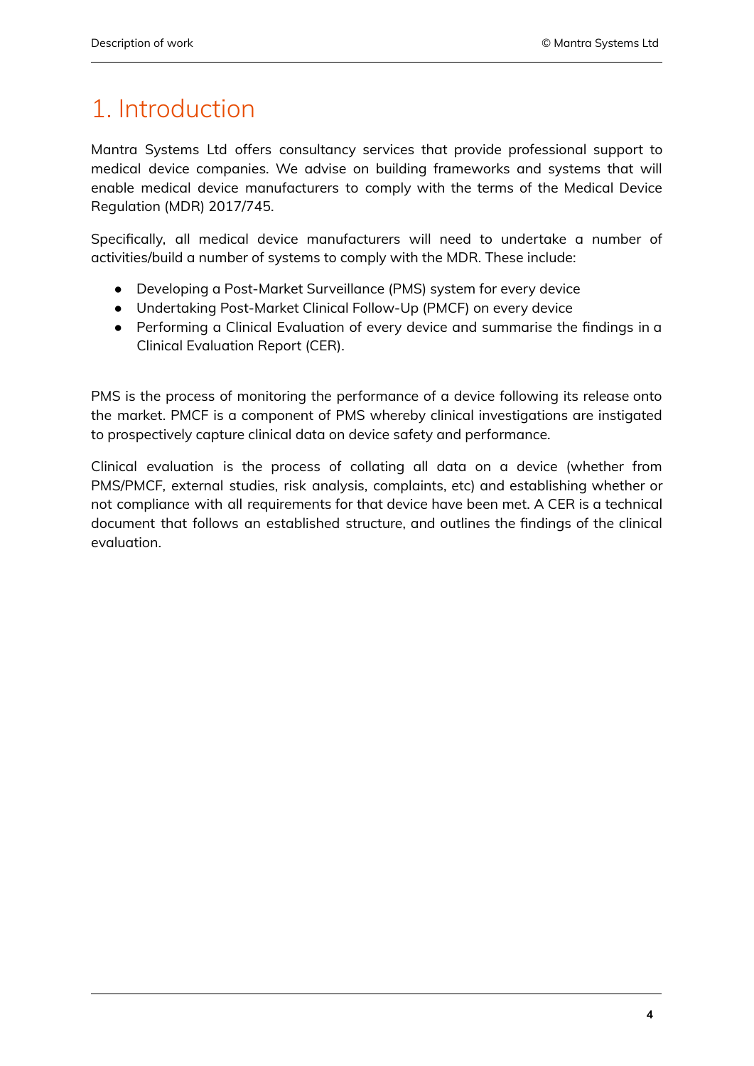# 1. Introduction

Mantra Systems Ltd offers consultancy services that provide professional support to medical device companies. We advise on building frameworks and systems that will enable medical device manufacturers to comply with the terms of the Medical Device Regulation (MDR) 2017/745.

Specifically, all medical device manufacturers will need to undertake a number of activities/build a number of systems to comply with the MDR. These include:

- Developing a Post-Market Surveillance (PMS) system for every device
- Undertaking Post-Market Clinical Follow-Up (PMCF) on every device
- Performing a Clinical Evaluation of every device and summarise the findings in a Clinical Evaluation Report (CER).

PMS is the process of monitoring the performance of a device following its release onto the market. PMCF is a component of PMS whereby clinical investigations are instigated to prospectively capture clinical data on device safety and performance.

Clinical evaluation is the process of collating all data on a device (whether from PMS/PMCF, external studies, risk analysis, complaints, etc) and establishing whether or not compliance with all requirements for that device have been met. A CER is a technical document that follows an established structure, and outlines the findings of the clinical evaluation.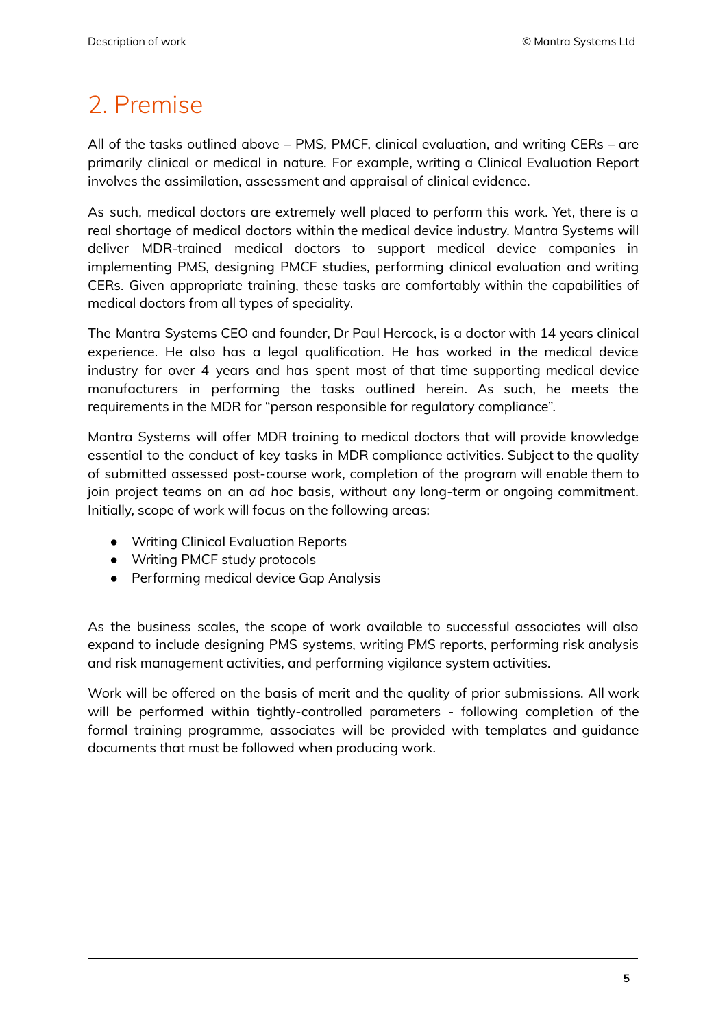# 2. Premise

All of the tasks outlined above – PMS, PMCF, clinical evaluation, and writing CERs – are primarily clinical or medical in nature. For example, writing a Clinical Evaluation Report involves the assimilation, assessment and appraisal of clinical evidence.

As such, medical doctors are extremely well placed to perform this work. Yet, there is a real shortage of medical doctors within the medical device industry. Mantra Systems will deliver MDR-trained medical doctors to support medical device companies in implementing PMS, designing PMCF studies, performing clinical evaluation and writing CERs. Given appropriate training, these tasks are comfortably within the capabilities of medical doctors from all types of speciality.

The Mantra Systems CEO and founder, Dr Paul Hercock, is a doctor with 14 years clinical experience. He also has a legal qualification. He has worked in the medical device industry for over 4 years and has spent most of that time supporting medical device manufacturers in performing the tasks outlined herein. As such, he meets the requirements in the MDR for "person responsible for regulatory compliance".

Mantra Systems will offer MDR training to medical doctors that will provide knowledge essential to the conduct of key tasks in MDR compliance activities. Subject to the quality of submitted assessed post-course work, completion of the program will enable them to join project teams on an *ad hoc* basis, without any long-term or ongoing commitment. Initially, scope of work will focus on the following areas:

- Writing Clinical Evaluation Reports
- Writing PMCF study protocols
- Performing medical device Gap Analysis

As the business scales, the scope of work available to successful associates will also expand to include designing PMS systems, writing PMS reports, performing risk analysis and risk management activities, and performing vigilance system activities.

Work will be offered on the basis of merit and the quality of prior submissions. All work will be performed within tightly-controlled parameters - following completion of the formal training programme, associates will be provided with templates and guidance documents that must be followed when producing work.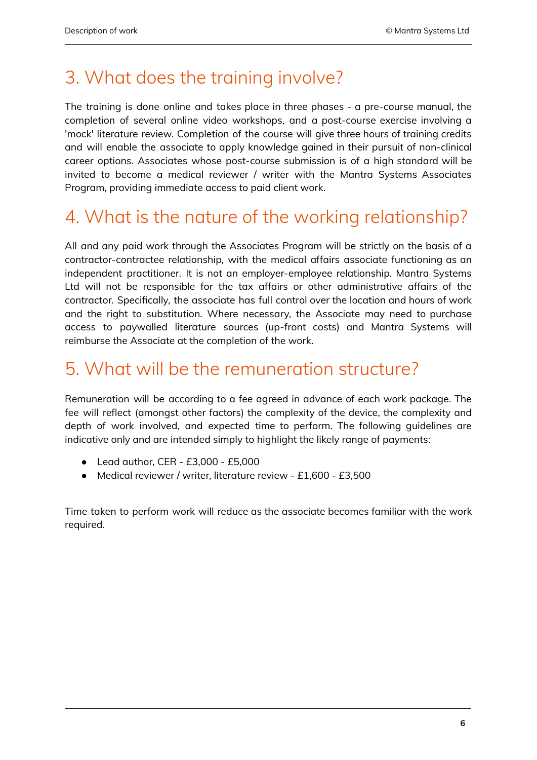## 3. What does the training involve?

The training is done online and takes place in three phases - a pre-course manual, the completion of several online video workshops, and a post-course exercise involving a 'mock' literature review. Completion of the course will give three hours of training credits and will enable the associate to apply knowledge gained in their pursuit of non-clinical career options. Associates whose post-course submission is of a high standard will be invited to become a medical reviewer / writer with the Mantra Systems Associates Program, providing immediate access to paid client work.

## 4. What is the nature of the working relationship?

All and any paid work through the Associates Program will be strictly on the basis of a contractor-contractee relationship, with the medical affairs associate functioning as an independent practitioner. It is not an employer-employee relationship. Mantra Systems Ltd will not be responsible for the tax affairs or other administrative affairs of the contractor. Specifically, the associate has full control over the location and hours of work and the right to substitution. Where necessary, the Associate may need to purchase access to paywalled literature sources (up-front costs) and Mantra Systems will reimburse the Associate at the completion of the work.

## 5. What will be the remuneration structure?

Remuneration will be according to a fee agreed in advance of each work package. The fee will reflect (amongst other factors) the complexity of the device, the complexity and depth of work involved, and expected time to perform. The following guidelines are indicative only and are intended simply to highlight the likely range of payments:

- Lead author, CER - £3,000 - £5,000
- Medical reviewer / writer, literature review - £1,600 - £3,500

Time taken to perform work will reduce as the associate becomes familiar with the work required.